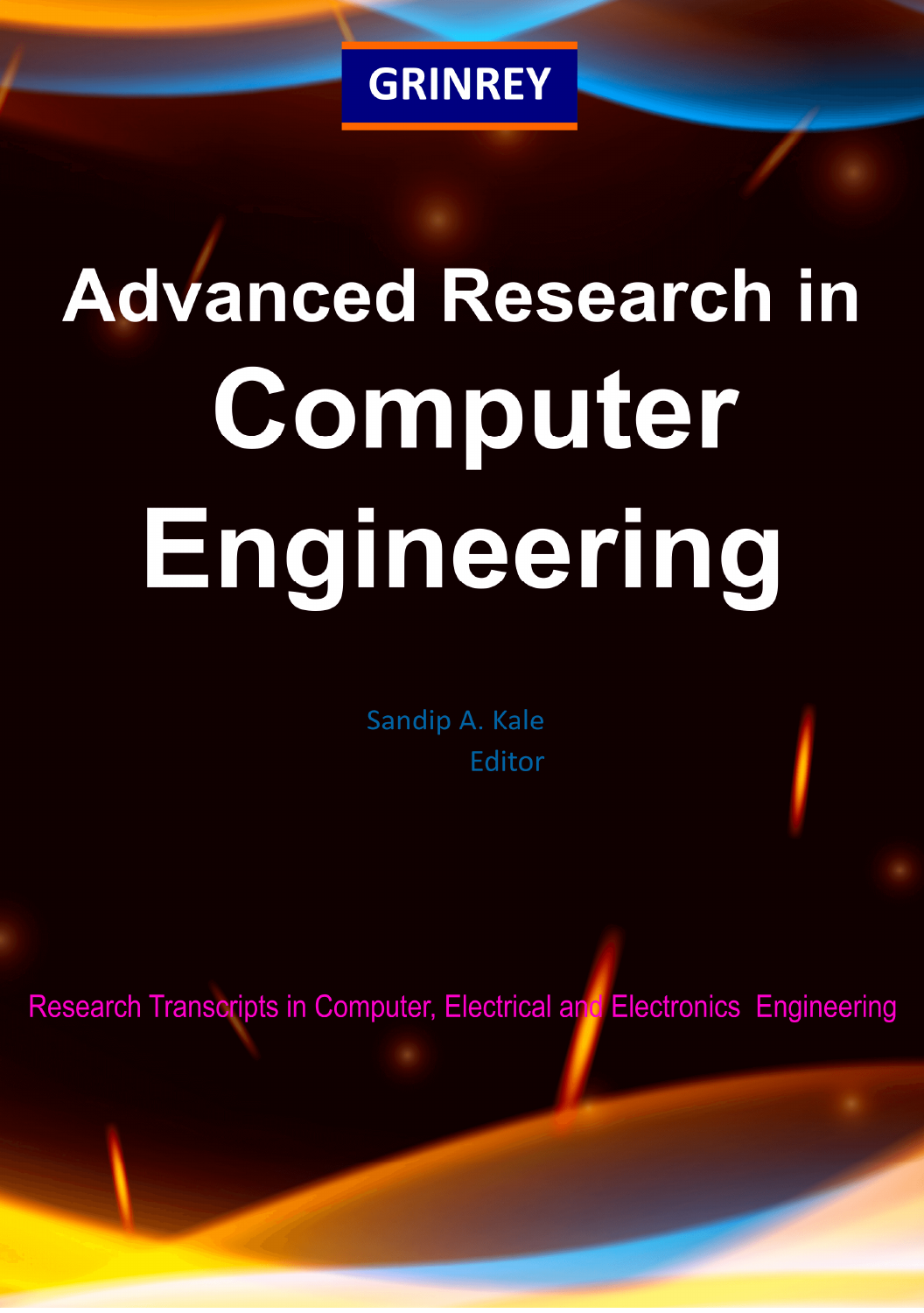GRINREY

# Advanced Research in Computer Engineering

Sandip A. Kale
Editor

Research Transcripts in Computer, Electrical and Electronics Engineering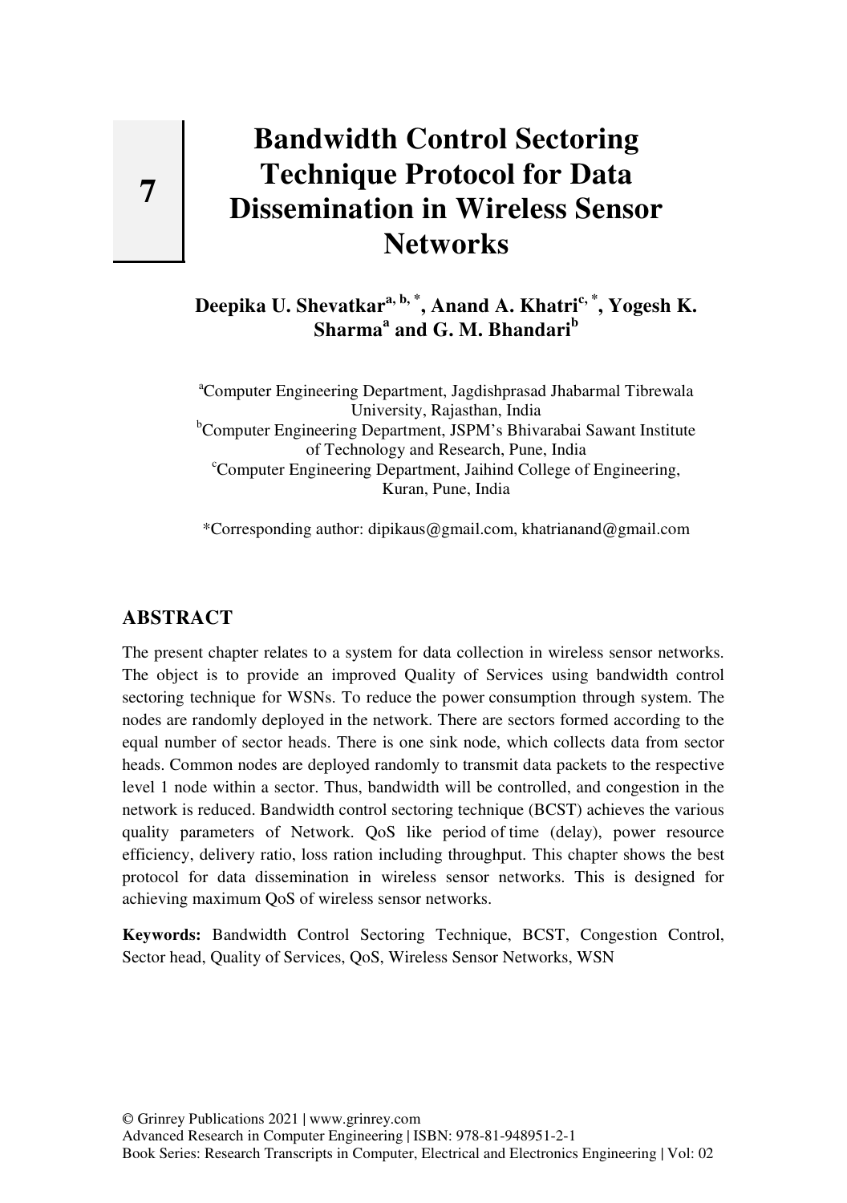# 7

# Bandwidth Control Sectoring Technique Protocol for Data Dissemination in Wireless Sensor Networks

**Deepika U. Shevatkar[a, b, *], Anand A. Khatri[c, *], Yogesh K. Sharma[a] and G. M. Bhandari[b]**

[a]Computer Engineering Department, Jagdishprasad Jhabarmal Tibrewala University, Rajasthan, India
[b]Computer Engineering Department, JSPM's Bhivarabai Sawant Institute of Technology and Research, Pune, India
[c]Computer Engineering Department, Jaihind College of Engineering, Kuran, Pune, India

*Corresponding author: dipikaus@gmail.com, khatrianand@gmail.com

## ABSTRACT

The present chapter relates to a system for data collection in wireless sensor networks. The object is to provide an improved Quality of Services using bandwidth control sectoring technique for WSNs. To reduce the power consumption through system. The nodes are randomly deployed in the network. There are sectors formed according to the equal number of sector heads. There is one sink node, which collects data from sector heads. Common nodes are deployed randomly to transmit data packets to the respective level 1 node within a sector. Thus, bandwidth will be controlled, and congestion in the network is reduced. Bandwidth control sectoring technique (BCST) achieves the various quality parameters of Network. QoS like period of time (delay), power resource efficiency, delivery ratio, loss ration including throughput. This chapter shows the best protocol for data dissemination in wireless sensor networks. This is designed for achieving maximum QoS of wireless sensor networks.

**Keywords:** Bandwidth Control Sectoring Technique, BCST, Congestion Control, Sector head, Quality of Services, QoS, Wireless Sensor Networks, WSN

© Grinrey Publications 2021 | www.grinrey.com
Advanced Research in Computer Engineering | ISBN: 978-81-948951-2-1
Book Series: Research Transcripts in Computer, Electrical and Electronics Engineering | Vol: 02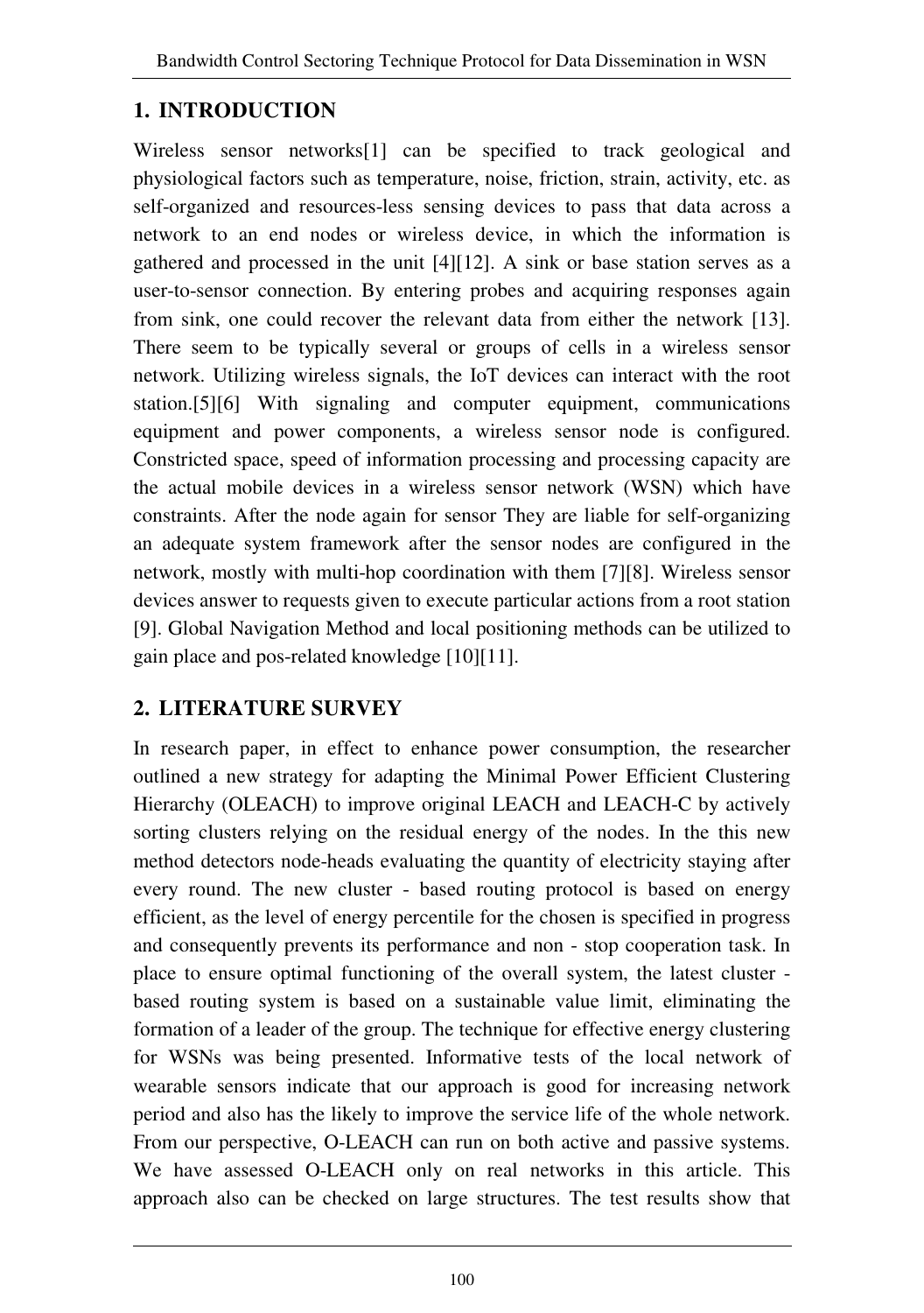## 1. INTRODUCTION

Wireless sensor networks[1] can be specified to track geological and physiological factors such as temperature, noise, friction, strain, activity, etc. as self-organized and resources-less sensing devices to pass that data across a network to an end nodes or wireless device, in which the information is gathered and processed in the unit [4][12]. A sink or base station serves as a user-to-sensor connection. By entering probes and acquiring responses again from sink, one could recover the relevant data from either the network [13]. There seem to be typically several or groups of cells in a wireless sensor network. Utilizing wireless signals, the IoT devices can interact with the root station.[5][6] With signaling and computer equipment, communications equipment and power components, a wireless sensor node is configured. Constricted space, speed of information processing and processing capacity are the actual mobile devices in a wireless sensor network (WSN) which have constraints. After the node again for sensor They are liable for self-organizing an adequate system framework after the sensor nodes are configured in the network, mostly with multi-hop coordination with them [7][8]. Wireless sensor devices answer to requests given to execute particular actions from a root station [9]. Global Navigation Method and local positioning methods can be utilized to gain place and pos-related knowledge [10][11].

## 2. LITERATURE SURVEY

In research paper, in effect to enhance power consumption, the researcher outlined a new strategy for adapting the Minimal Power Efficient Clustering Hierarchy (OLEACH) to improve original LEACH and LEACH-C by actively sorting clusters relying on the residual energy of the nodes. In the this new method detectors node-heads evaluating the quantity of electricity staying after every round. The new cluster - based routing protocol is based on energy efficient, as the level of energy percentile for the chosen is specified in progress and consequently prevents its performance and non - stop cooperation task. In place to ensure optimal functioning of the overall system, the latest cluster - based routing system is based on a sustainable value limit, eliminating the formation of a leader of the group. The technique for effective energy clustering for WSNs was being presented. Informative tests of the local network of wearable sensors indicate that our approach is good for increasing network period and also has the likely to improve the service life of the whole network. From our perspective, O-LEACH can run on both active and passive systems. We have assessed O-LEACH only on real networks in this article. This approach also can be checked on large structures. The test results show that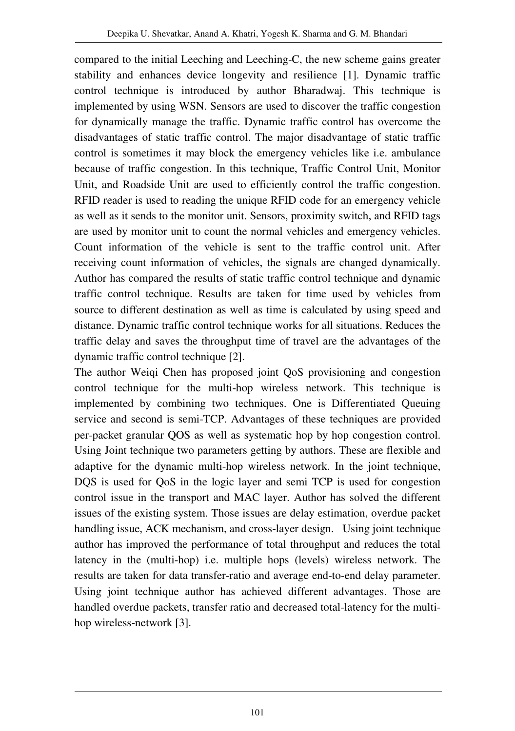compared to the initial Leeching and Leeching-C, the new scheme gains greater stability and enhances device longevity and resilience [1]. Dynamic traffic control technique is introduced by author Bharadwaj. This technique is implemented by using WSN. Sensors are used to discover the traffic congestion for dynamically manage the traffic. Dynamic traffic control has overcome the disadvantages of static traffic control. The major disadvantage of static traffic control is sometimes it may block the emergency vehicles like i.e. ambulance because of traffic congestion. In this technique, Traffic Control Unit, Monitor Unit, and Roadside Unit are used to efficiently control the traffic congestion. RFID reader is used to reading the unique RFID code for an emergency vehicle as well as it sends to the monitor unit. Sensors, proximity switch, and RFID tags are used by monitor unit to count the normal vehicles and emergency vehicles. Count information of the vehicle is sent to the traffic control unit. After receiving count information of vehicles, the signals are changed dynamically. Author has compared the results of static traffic control technique and dynamic traffic control technique. Results are taken for time used by vehicles from source to different destination as well as time is calculated by using speed and distance. Dynamic traffic control technique works for all situations. Reduces the traffic delay and saves the throughput time of travel are the advantages of the dynamic traffic control technique [2].

The author Weiqi Chen has proposed joint QoS provisioning and congestion control technique for the multi-hop wireless network. This technique is implemented by combining two techniques. One is Differentiated Queuing service and second is semi-TCP. Advantages of these techniques are provided per-packet granular QOS as well as systematic hop by hop congestion control. Using Joint technique two parameters getting by authors. These are flexible and adaptive for the dynamic multi-hop wireless network. In the joint technique, DQS is used for QoS in the logic layer and semi TCP is used for congestion control issue in the transport and MAC layer. Author has solved the different issues of the existing system. Those issues are delay estimation, overdue packet handling issue, ACK mechanism, and cross-layer design. Using joint technique author has improved the performance of total throughput and reduces the total latency in the (multi-hop) i.e. multiple hops (levels) wireless network. The results are taken for data transfer-ratio and average end-to-end delay parameter. Using joint technique author has achieved different advantages. Those are handled overdue packets, transfer ratio and decreased total-latency for the multi-hop wireless-network [3].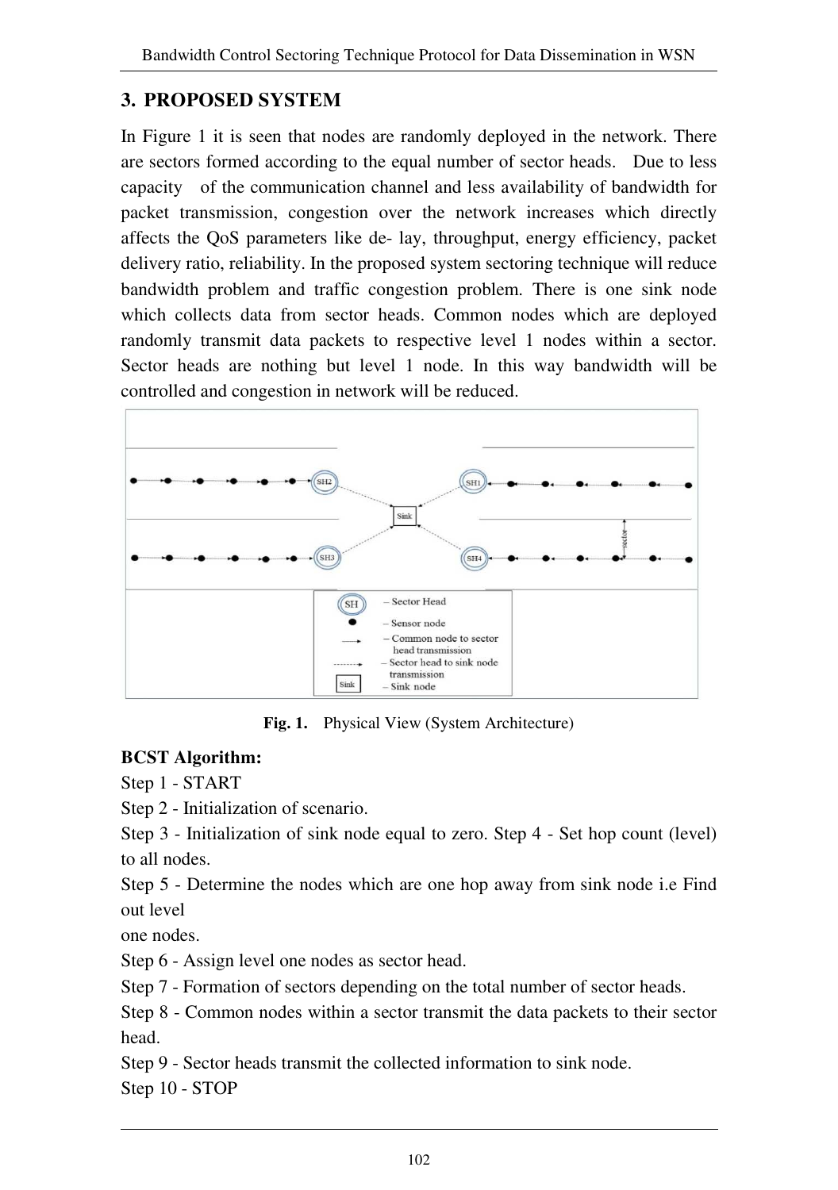## 3. PROPOSED SYSTEM

In Figure 1 it is seen that nodes are randomly deployed in the network. There are sectors formed according to the equal number of sector heads. Due to less capacity of the communication channel and less availability of bandwidth for packet transmission, congestion over the network increases which directly affects the QoS parameters like de- lay, throughput, energy efficiency, packet delivery ratio, reliability. In the proposed system sectoring technique will reduce bandwidth problem and traffic congestion problem. There is one sink node which collects data from sector heads. Common nodes which are deployed randomly transmit data packets to respective level 1 nodes within a sector. Sector heads are nothing but level 1 node. In this way bandwidth will be controlled and congestion in network will be reduced.

**Fig. 1.** Physical View (System Architecture)

**BCST Algorithm:**

Step 1 - START

Step 2 - Initialization of scenario.

Step 3 - Initialization of sink node equal to zero. Step 4 - Set hop count (level) to all nodes.

Step 5 - Determine the nodes which are one hop away from sink node i.e Find out level one nodes.

Step 6 - Assign level one nodes as sector head.

Step 7 - Formation of sectors depending on the total number of sector heads.

Step 8 - Common nodes within a sector transmit the data packets to their sector head.

Step 9 - Sector heads transmit the collected information to sink node.

Step 10 - STOP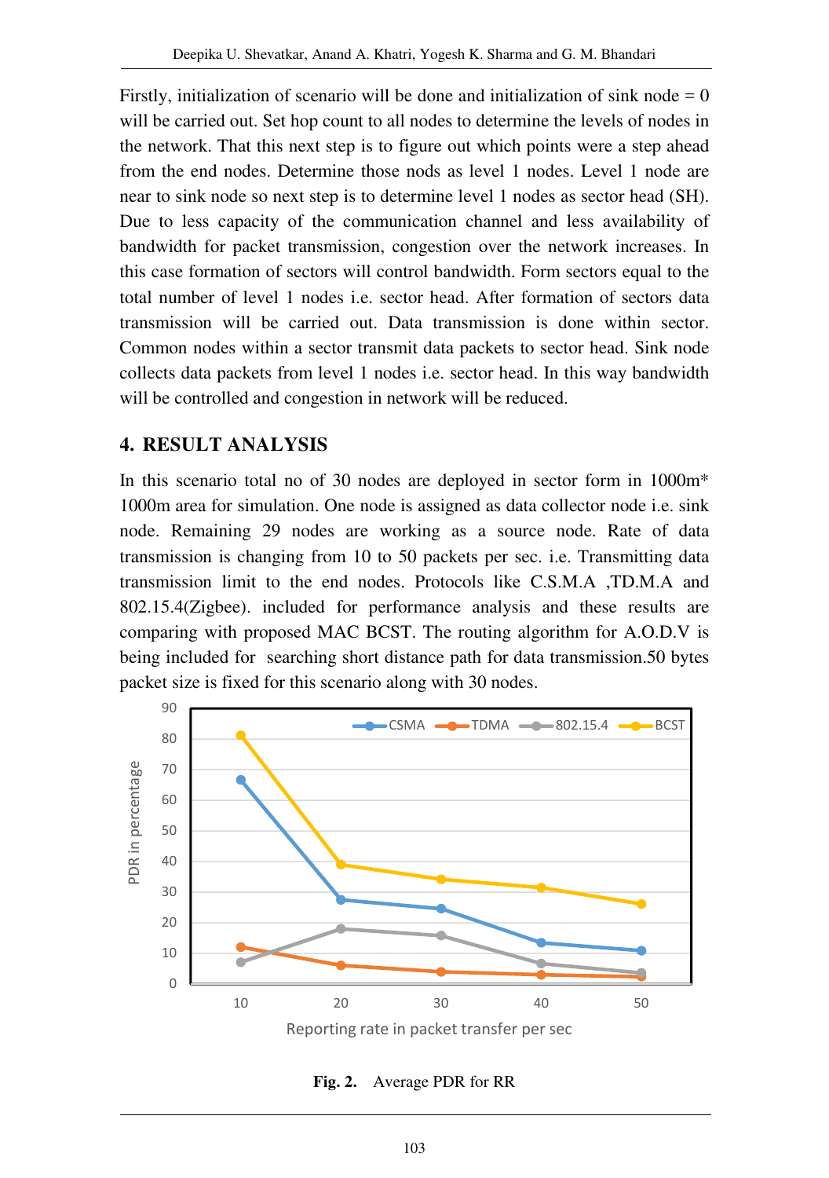Firstly, initialization of scenario will be done and initialization of sink node = 0 will be carried out. Set hop count to all nodes to determine the levels of nodes in the network. That this next step is to figure out which points were a step ahead from the end nodes. Determine those nods as level 1 nodes. Level 1 node are near to sink node so next step is to determine level 1 nodes as sector head (SH). Due to less capacity of the communication channel and less availability of bandwidth for packet transmission, congestion over the network increases. In this case formation of sectors will control bandwidth. Form sectors equal to the total number of level 1 nodes i.e. sector head. After formation of sectors data transmission will be carried out. Data transmission is done within sector. Common nodes within a sector transmit data packets to sector head. Sink node collects data packets from level 1 nodes i.e. sector head. In this way bandwidth will be controlled and congestion in network will be reduced.

## 4. RESULT ANALYSIS

In this scenario total no of 30 nodes are deployed in sector form in 1000m* 1000m area for simulation. One node is assigned as data collector node i.e. sink node. Remaining 29 nodes are working as a source node. Rate of data transmission is changing from 10 to 50 packets per sec. i.e. Transmitting data transmission limit to the end nodes. Protocols like C.S.M.A ,TD.M.A and 802.15.4(Zigbee). included for performance analysis and these results are comparing with proposed MAC BCST. The routing algorithm for A.O.D.V is being included for searching short distance path for data transmission.50 bytes packet size is fixed for this scenario along with 30 nodes.

**Fig. 2.** Average PDR for RR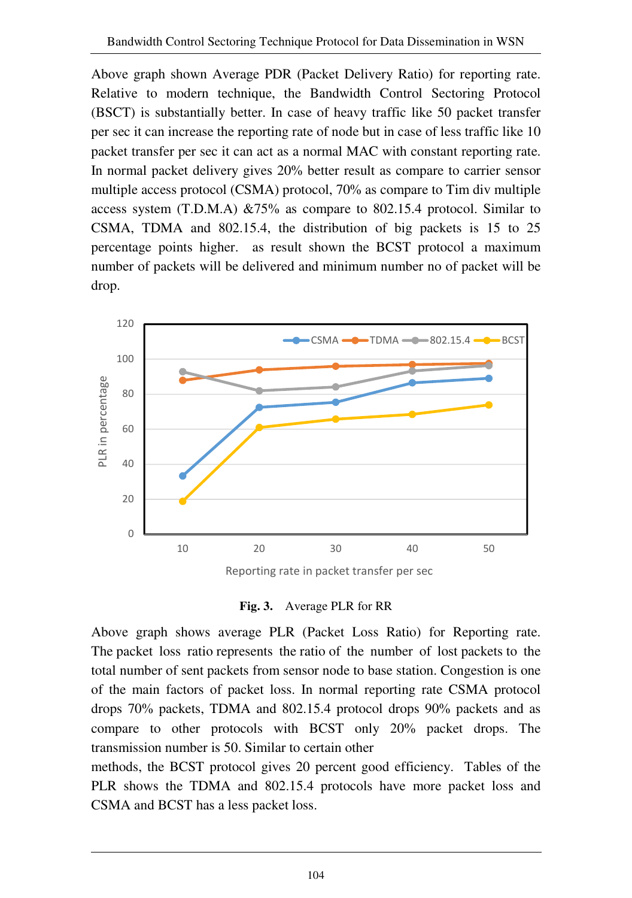Above graph shown Average PDR (Packet Delivery Ratio) for reporting rate. Relative to modern technique, the Bandwidth Control Sectoring Protocol (BSCT) is substantially better. In case of heavy traffic like 50 packet transfer per sec it can increase the reporting rate of node but in case of less traffic like 10 packet transfer per sec it can act as a normal MAC with constant reporting rate. In normal packet delivery gives 20% better result as compare to carrier sensor multiple access protocol (CSMA) protocol, 70% as compare to Tim div multiple access system (T.D.M.A) &75% as compare to 802.15.4 protocol. Similar to CSMA, TDMA and 802.15.4, the distribution of big packets is 15 to 25 percentage points higher. as result shown the BCST protocol a maximum number of packets will be delivered and minimum number no of packet will be drop.

**Fig. 3.** Average PLR for RR

Above graph shows average PLR (Packet Loss Ratio) for Reporting rate. The packet loss ratio represents the ratio of the number of lost packets to the total number of sent packets from sensor node to base station. Congestion is one of the main factors of packet loss. In normal reporting rate CSMA protocol drops 70% packets, TDMA and 802.15.4 protocol drops 90% packets and as compare to other protocols with BCST only 20% packet drops. The transmission number is 50. Similar to certain other

methods, the BCST protocol gives 20 percent good efficiency. Tables of the PLR shows the TDMA and 802.15.4 protocols have more packet loss and CSMA and BCST has a less packet loss.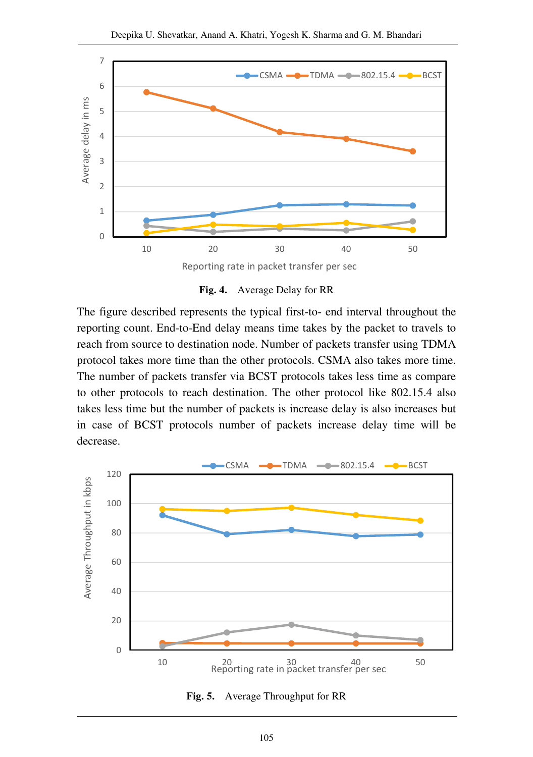**Fig. 4.** Average Delay for RR

The figure described represents the typical first-to- end interval throughout the reporting count. End-to-End delay means time takes by the packet to travels to reach from source to destination node. Number of packets transfer using TDMA protocol takes more time than the other protocols. CSMA also takes more time. The number of packets transfer via BCST protocols takes less time as compare to other protocols to reach destination. The other protocol like 802.15.4 also takes less time but the number of packets is increase delay is also increases but in case of BCST protocols number of packets increase delay time will be decrease.

**Fig. 5.** Average Throughput for RR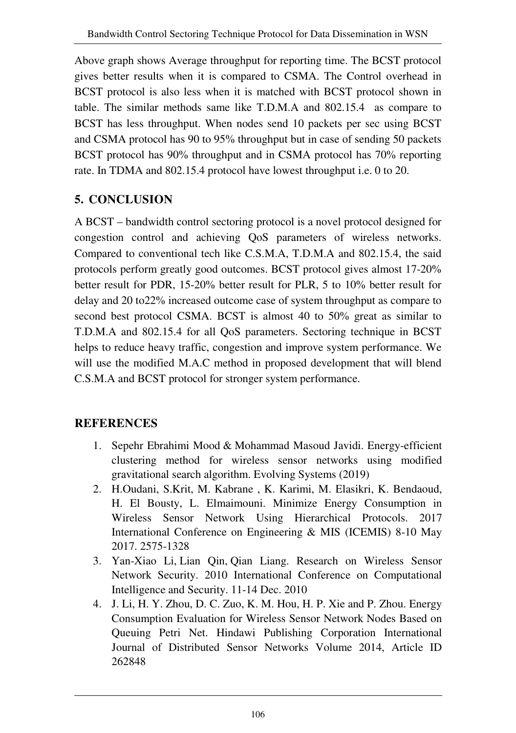Above graph shows Average throughput for reporting time. The BCST protocol gives better results when it is compared to CSMA. The Control overhead in BCST protocol is also less when it is matched with BCST protocol shown in table. The similar methods same like T.D.M.A and 802.15.4 as compare to BCST has less throughput. When nodes send 10 packets per sec using BCST and CSMA protocol has 90 to 95% throughput but in case of sending 50 packets BCST protocol has 90% throughput and in CSMA protocol has 70% reporting rate. In TDMA and 802.15.4 protocol have lowest throughput i.e. 0 to 20.

## 5. CONCLUSION

A BCST – bandwidth control sectoring protocol is a novel protocol designed for congestion control and achieving QoS parameters of wireless networks. Compared to conventional tech like C.S.M.A, T.D.M.A and 802.15.4, the said protocols perform greatly good outcomes. BCST protocol gives almost 17-20% better result for PDR, 15-20% better result for PLR, 5 to 10% better result for delay and 20 to22% increased outcome case of system throughput as compare to second best protocol CSMA. BCST is almost 40 to 50% great as similar to T.D.M.A and 802.15.4 for all QoS parameters. Sectoring technique in BCST helps to reduce heavy traffic, congestion and improve system performance. We will use the modified M.A.C method in proposed development that will blend C.S.M.A and BCST protocol for stronger system performance.

## REFERENCES

1. Sepehr Ebrahimi Mood & Mohammad Masoud Javidi. Energy-efficient clustering method for wireless sensor networks using modified gravitational search algorithm. Evolving Systems (2019)
2. H.Oudani, S.Krit, M. Kabrane , K. Karimi, M. Elasikri, K. Bendaoud, H. El Bousty, L. Elmaimouni. Minimize Energy Consumption in Wireless Sensor Network Using Hierarchical Protocols. 2017 International Conference on Engineering & MIS (ICEMIS) 8-10 May 2017. 2575-1328
3. Yan-Xiao Li, Lian Qin, Qian Liang. Research on Wireless Sensor Network Security. 2010 International Conference on Computational Intelligence and Security. 11-14 Dec. 2010
4. J. Li, H. Y. Zhou, D. C. Zuo, K. M. Hou, H. P. Xie and P. Zhou. Energy Consumption Evaluation for Wireless Sensor Network Nodes Based on Queuing Petri Net. Hindawi Publishing Corporation International Journal of Distributed Sensor Networks Volume 2014, Article ID 262848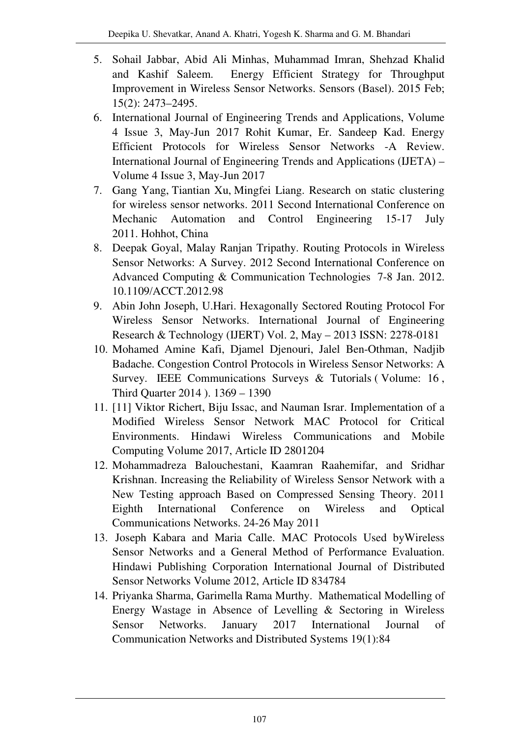5. Sohail Jabbar, Abid Ali Minhas, Muhammad Imran, Shehzad Khalid and Kashif Saleem. Energy Efficient Strategy for Throughput Improvement in Wireless Sensor Networks. Sensors (Basel). 2015 Feb; 15(2): 2473–2495.
6. International Journal of Engineering Trends and Applications, Volume 4 Issue 3, May-Jun 2017 Rohit Kumar, Er. Sandeep Kad. Energy Efficient Protocols for Wireless Sensor Networks -A Review. International Journal of Engineering Trends and Applications (IJETA) – Volume 4 Issue 3, May-Jun 2017
7. Gang Yang, Tiantian Xu, Mingfei Liang. Research on static clustering for wireless sensor networks. 2011 Second International Conference on Mechanic Automation and Control Engineering 15-17 July 2011. Hohhot, China
8. Deepak Goyal, Malay Ranjan Tripathy. Routing Protocols in Wireless Sensor Networks: A Survey. 2012 Second International Conference on Advanced Computing & Communication Technologies 7-8 Jan. 2012. 10.1109/ACCT.2012.98
9. Abin John Joseph, U.Hari. Hexagonally Sectored Routing Protocol For Wireless Sensor Networks. International Journal of Engineering Research & Technology (IJERT) Vol. 2, May – 2013 ISSN: 2278-0181
10. Mohamed Amine Kafi, Djamel Djenouri, Jalel Ben-Othman, Nadjib Badache. Congestion Control Protocols in Wireless Sensor Networks: A Survey. IEEE Communications Surveys & Tutorials ( Volume: 16 , Third Quarter 2014 ). 1369 – 1390
11. [11] Viktor Richert, Biju Issac, and Nauman Israr. Implementation of a Modified Wireless Sensor Network MAC Protocol for Critical Environments. Hindawi Wireless Communications and Mobile Computing Volume 2017, Article ID 2801204
12. Mohammadreza Balouchestani, Kaamran Raahemifar, and Sridhar Krishnan. Increasing the Reliability of Wireless Sensor Network with a New Testing approach Based on Compressed Sensing Theory. 2011 Eighth International Conference on Wireless and Optical Communications Networks. 24-26 May 2011
13. Joseph Kabara and Maria Calle. MAC Protocols Used byWireless Sensor Networks and a General Method of Performance Evaluation. Hindawi Publishing Corporation International Journal of Distributed Sensor Networks Volume 2012, Article ID 834784
14. Priyanka Sharma, Garimella Rama Murthy. Mathematical Modelling of Energy Wastage in Absence of Levelling & Sectoring in Wireless Sensor Networks. January 2017 International Journal of Communication Networks and Distributed Systems 19(1):84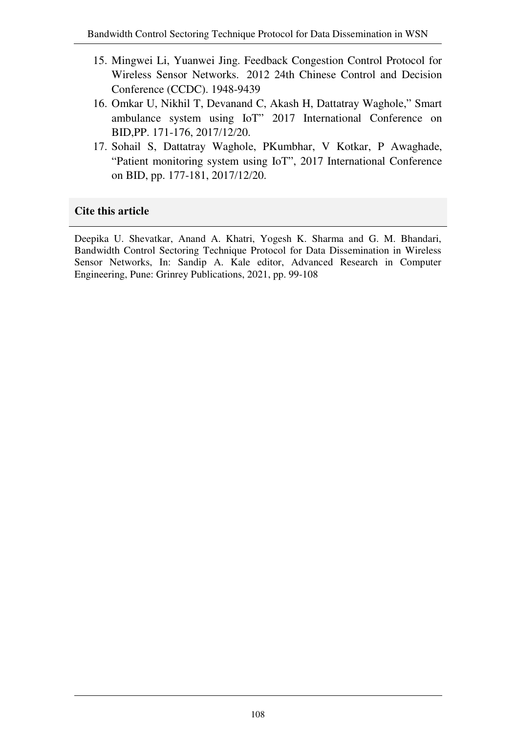15. Mingwei Li, Yuanwei Jing. Feedback Congestion Control Protocol for Wireless Sensor Networks. 2012 24th Chinese Control and Decision Conference (CCDC). 1948-9439
16. Omkar U, Nikhil T, Devanand C, Akash H, Dattatray Waghole," Smart ambulance system using IoT" 2017 International Conference on BID,PP. 171-176, 2017/12/20.
17. Sohail S, Dattatray Waghole, PKumbhar, V Kotkar, P Awaghade, "Patient monitoring system using IoT", 2017 International Conference on BID, pp. 177-181, 2017/12/20.

## Cite this article

Deepika U. Shevatkar, Anand A. Khatri, Yogesh K. Sharma and G. M. Bhandari, Bandwidth Control Sectoring Technique Protocol for Data Dissemination in Wireless Sensor Networks, In: Sandip A. Kale editor, Advanced Research in Computer Engineering, Pune: Grinrey Publications, 2021, pp. 99-108